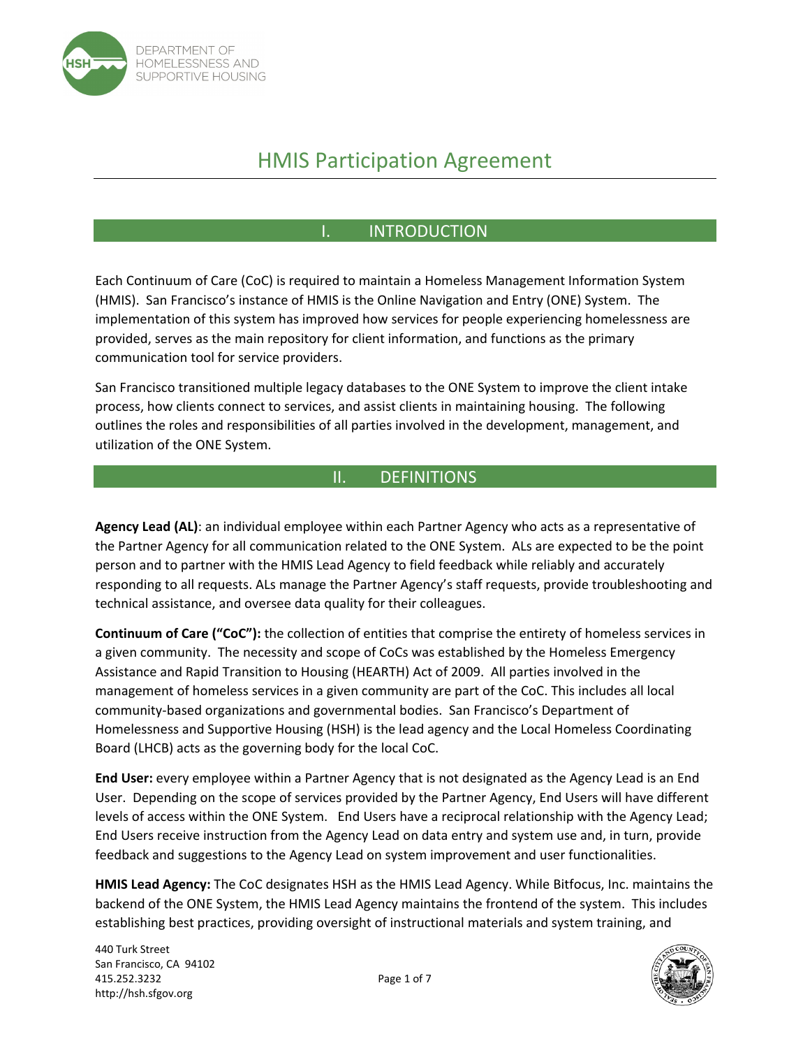# HMIS Participation Agreement

## I. INTRODUCTION

Each Continuum of Care (CoC) is required to maintain a Homeless Management Information System (HMIS). San Francisco's instance of HMIS is the Online Navigation and Entry (ONE) System. The implementation of this system has improved how services for people experiencing homelessness are provided, serves as the main repository for client information, and functions as the primary communication tool for service providers.

San Francisco transitioned multiple legacy databases to the ONE System to improve the client intake process, how clients connect to services, and assist clients in maintaining housing. The following outlines the roles and responsibilities of all parties involved in the development, management, and utilization of the ONE System.

## II. DEFINITIONS

**Agency Lead (AL)**: an individual employee within each Partner Agency who acts as a representative of the Partner Agency for all communication related to the ONE System. ALs are expected to be the point person and to partner with the HMIS Lead Agency to field feedback while reliably and accurately responding to all requests. ALs manage the Partner Agency's staff requests, provide troubleshooting and technical assistance, and oversee data quality for their colleagues.

**Continuum of Care ("CoC"):** the collection of entities that comprise the entirety of homeless services in a given community. The necessity and scope of CoCs was established by the Homeless Emergency Assistance and Rapid Transition to Housing (HEARTH) Act of 2009. All parties involved in the management of homeless services in a given community are part of the CoC. This includes all local community-based organizations and governmental bodies. San Francisco's Department of Homelessness and Supportive Housing (HSH) is the lead agency and the Local Homeless Coordinating Board (LHCB) acts as the governing body for the local CoC.

**End User:** every employee within a Partner Agency that is not designated as the Agency Lead is an End User. Depending on the scope of services provided by the Partner Agency, End Users will have different levels of access within the ONE System. End Users have a reciprocal relationship with the Agency Lead; End Users receive instruction from the Agency Lead on data entry and system use and, in turn, provide feedback and suggestions to the Agency Lead on system improvement and user functionalities.

**HMIS Lead Agency:** The CoC designates HSH as the HMIS Lead Agency. While Bitfocus, Inc. maintains the backend of the ONE System, the HMIS Lead Agency maintains the frontend of the system. This includes establishing best practices, providing oversight of instructional materials and system training, and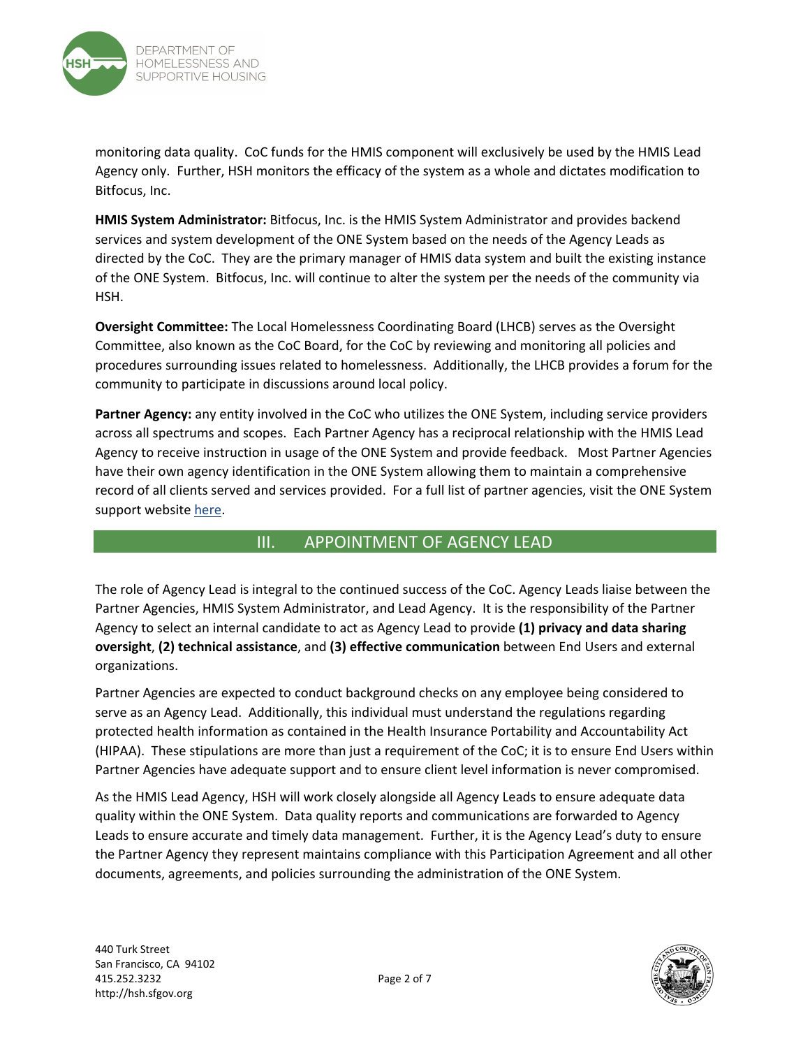monitoring data quality. CoC funds for the HMIS component will exclusively be used by the HMIS Lead Agency only. Further, HSH monitors the efficacy of the system as a whole and dictates modification to Bitfocus, Inc.

**HMIS System Administrator:** Bitfocus, Inc. is the HMIS System Administrator and provides backend services and system development of the ONE System based on the needs of the Agency Leads as directed by the CoC. They are the primary manager of HMIS data system and built the existing instance of the ONE System. Bitfocus, Inc. will continue to alter the system per the needs of the community via HSH.

**Oversight Committee:** The Local Homelessness Coordinating Board (LHCB) serves as the Oversight Committee, also known as the CoC Board, for the CoC by reviewing and monitoring all policies and procedures surrounding issues related to homelessness. Additionally, the LHCB provides a forum for the community to participate in discussions around local policy.

**Partner Agency:** any entity involved in the CoC who utilizes the ONE System, including service providers across all spectrums and scopes. Each Partner Agency has a reciprocal relationship with the HMIS Lead Agency to receive instruction in usage of the ONE System and provide feedback. Most Partner Agencies have their own agency identification in the ONE System allowing them to maintain a comprehensive record of all clients served and services provided. For a full list of partner agencies, visit the ONE System support website here.

## III. APPOINTMENT OF AGENCY LEAD

The role of Agency Lead is integral to the continued success of the CoC. Agency Leads liaise between the Partner Agencies, HMIS System Administrator, and Lead Agency. It is the responsibility of the Partner Agency to select an internal candidate to act as Agency Lead to provide **(1) privacy and data sharing oversight**, **(2) technical assistance**, and **(3) effective communication** between End Users and external organizations.

Partner Agencies are expected to conduct background checks on any employee being considered to serve as an Agency Lead. Additionally, this individual must understand the regulations regarding protected health information as contained in the Health Insurance Portability and Accountability Act (HIPAA). These stipulations are more than just a requirement of the CoC; it is to ensure End Users within Partner Agencies have adequate support and to ensure client level information is never compromised.

As the HMIS Lead Agency, HSH will work closely alongside all Agency Leads to ensure adequate data quality within the ONE System. Data quality reports and communications are forwarded to Agency Leads to ensure accurate and timely data management. Further, it is the Agency Lead's duty to ensure the Partner Agency they represent maintains compliance with this Participation Agreement and all other documents, agreements, and policies surrounding the administration of the ONE System.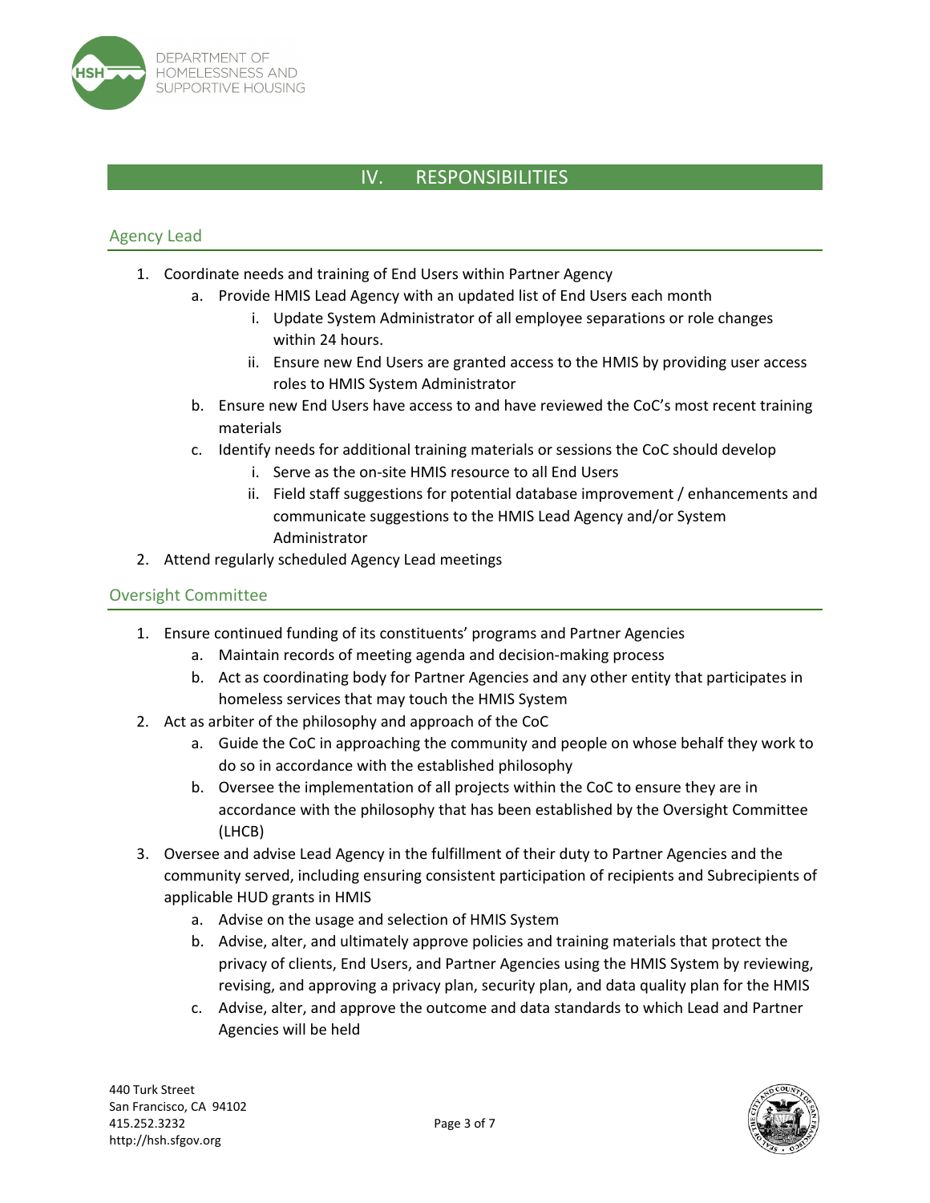## IV. RESPONSIBILITIES

### Agency Lead

1. Coordinate needs and training of End Users within Partner Agency
    a. Provide HMIS Lead Agency with an updated list of End Users each month
        i. Update System Administrator of all employee separations or role changes within 24 hours.
        ii. Ensure new End Users are granted access to the HMIS by providing user access roles to HMIS System Administrator
    b. Ensure new End Users have access to and have reviewed the CoC's most recent training materials
    c. Identify needs for additional training materials or sessions the CoC should develop
        i. Serve as the on-site HMIS resource to all End Users
        ii. Field staff suggestions for potential database improvement / enhancements and communicate suggestions to the HMIS Lead Agency and/or System Administrator
2. Attend regularly scheduled Agency Lead meetings

### Oversight Committee

1. Ensure continued funding of its constituents' programs and Partner Agencies
    a. Maintain records of meeting agenda and decision-making process
    b. Act as coordinating body for Partner Agencies and any other entity that participates in homeless services that may touch the HMIS System
2. Act as arbiter of the philosophy and approach of the CoC
    a. Guide the CoC in approaching the community and people on whose behalf they work to do so in accordance with the established philosophy
    b. Oversee the implementation of all projects within the CoC to ensure they are in accordance with the philosophy that has been established by the Oversight Committee (LHCB)
3. Oversee and advise Lead Agency in the fulfillment of their duty to Partner Agencies and the community served, including ensuring consistent participation of recipients and Subrecipients of applicable HUD grants in HMIS
    a. Advise on the usage and selection of HMIS System
    b. Advise, alter, and ultimately approve policies and training materials that protect the privacy of clients, End Users, and Partner Agencies using the HMIS System by reviewing, revising, and approving a privacy plan, security plan, and data quality plan for the HMIS
    c. Advise, alter, and approve the outcome and data standards to which Lead and Partner Agencies will be held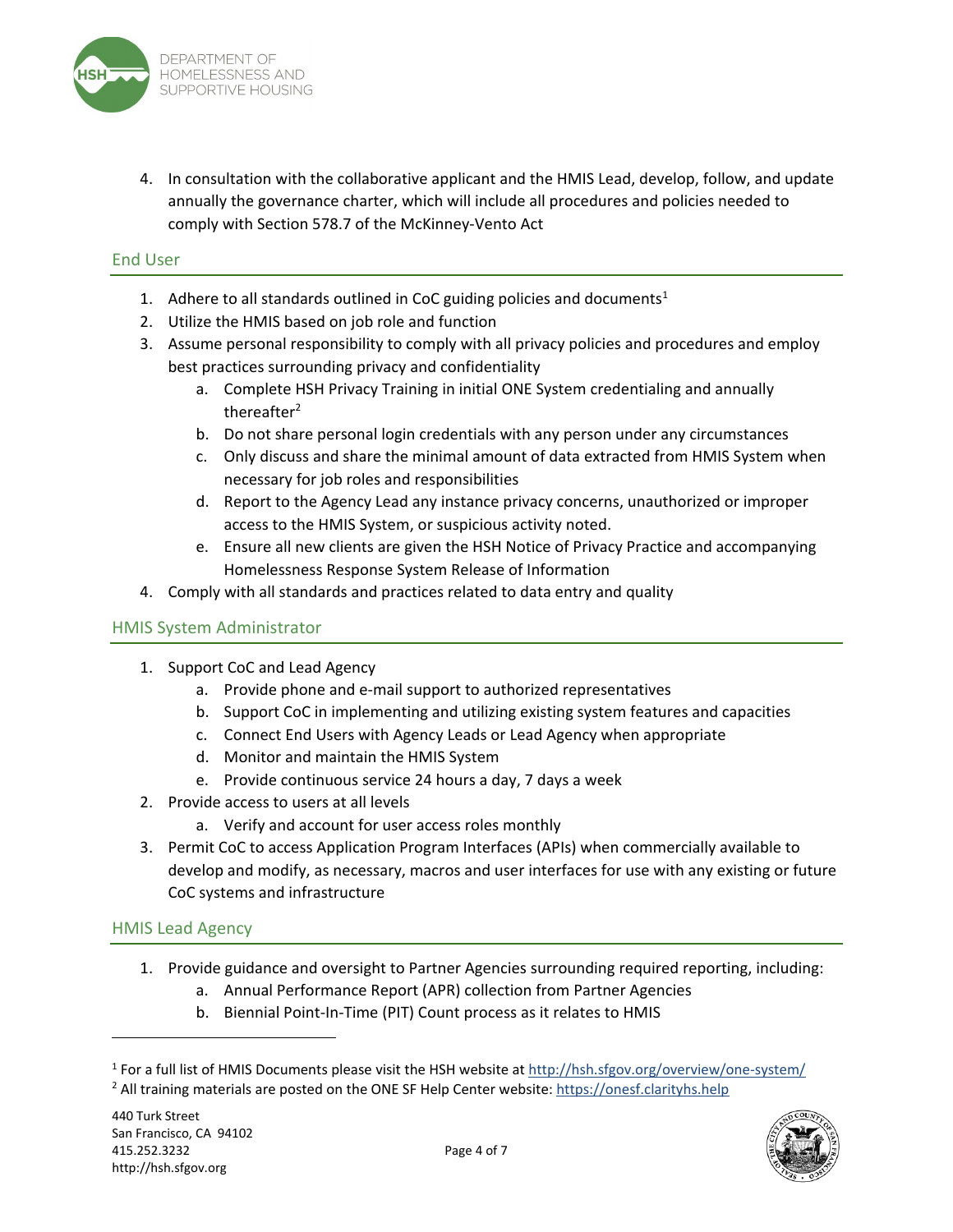4. In consultation with the collaborative applicant and the HMIS Lead, develop, follow, and update annually the governance charter, which will include all procedures and policies needed to comply with Section 578.7 of the McKinney-Vento Act

## End User

1. Adhere to all standards outlined in CoC guiding policies and documents[1]
2. Utilize the HMIS based on job role and function
3. Assume personal responsibility to comply with all privacy policies and procedures and employ best practices surrounding privacy and confidentiality
   a. Complete HSH Privacy Training in initial ONE System credentialing and annually thereafter[2]
   b. Do not share personal login credentials with any person under any circumstances
   c. Only discuss and share the minimal amount of data extracted from HMIS System when necessary for job roles and responsibilities
   d. Report to the Agency Lead any instance privacy concerns, unauthorized or improper access to the HMIS System, or suspicious activity noted.
   e. Ensure all new clients are given the HSH Notice of Privacy Practice and accompanying Homelessness Response System Release of Information
4. Comply with all standards and practices related to data entry and quality

## HMIS System Administrator

1. Support CoC and Lead Agency
   a. Provide phone and e-mail support to authorized representatives
   b. Support CoC in implementing and utilizing existing system features and capacities
   c. Connect End Users with Agency Leads or Lead Agency when appropriate
   d. Monitor and maintain the HMIS System
   e. Provide continuous service 24 hours a day, 7 days a week
2. Provide access to users at all levels
   a. Verify and account for user access roles monthly
3. Permit CoC to access Application Program Interfaces (APIs) when commercially available to develop and modify, as necessary, macros and user interfaces for use with any existing or future CoC systems and infrastructure

## HMIS Lead Agency

1. Provide guidance and oversight to Partner Agencies surrounding required reporting, including:
   a. Annual Performance Report (APR) collection from Partner Agencies
   b. Biennial Point-In-Time (PIT) Count process as it relates to HMIS

---

[1] For a full list of HMIS Documents please visit the HSH website at http://hsh.sfgov.org/overview/one-system/

[2] All training materials are posted on the ONE SF Help Center website: https://onesf.clarityhs.help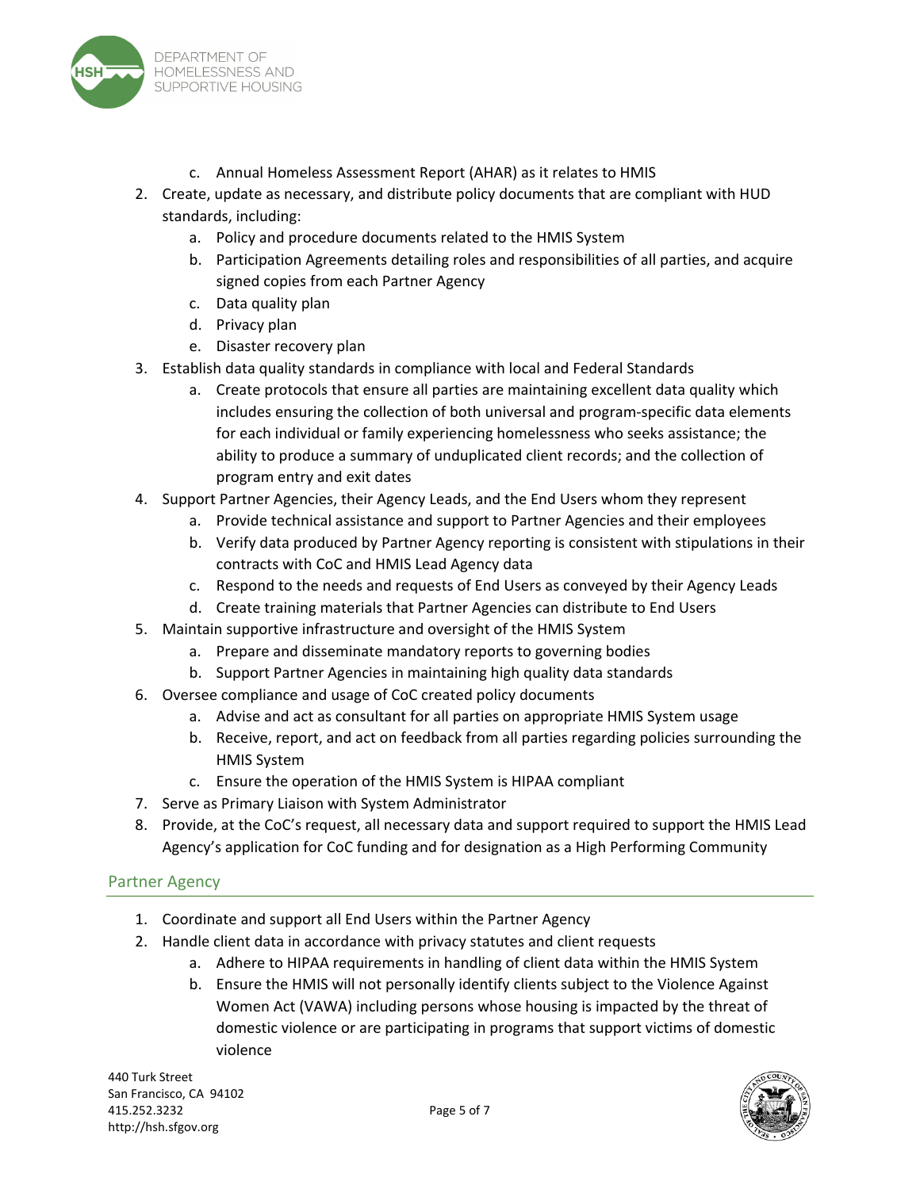c. Annual Homeless Assessment Report (AHAR) as it relates to HMIS
2. Create, update as necessary, and distribute policy documents that are compliant with HUD standards, including:
   a. Policy and procedure documents related to the HMIS System
   b. Participation Agreements detailing roles and responsibilities of all parties, and acquire signed copies from each Partner Agency
   c. Data quality plan
   d. Privacy plan
   e. Disaster recovery plan
3. Establish data quality standards in compliance with local and Federal Standards
   a. Create protocols that ensure all parties are maintaining excellent data quality which includes ensuring the collection of both universal and program-specific data elements for each individual or family experiencing homelessness who seeks assistance; the ability to produce a summary of unduplicated client records; and the collection of program entry and exit dates
4. Support Partner Agencies, their Agency Leads, and the End Users whom they represent
   a. Provide technical assistance and support to Partner Agencies and their employees
   b. Verify data produced by Partner Agency reporting is consistent with stipulations in their contracts with CoC and HMIS Lead Agency data
   c. Respond to the needs and requests of End Users as conveyed by their Agency Leads
   d. Create training materials that Partner Agencies can distribute to End Users
5. Maintain supportive infrastructure and oversight of the HMIS System
   a. Prepare and disseminate mandatory reports to governing bodies
   b. Support Partner Agencies in maintaining high quality data standards
6. Oversee compliance and usage of CoC created policy documents
   a. Advise and act as consultant for all parties on appropriate HMIS System usage
   b. Receive, report, and act on feedback from all parties regarding policies surrounding the HMIS System
   c. Ensure the operation of the HMIS System is HIPAA compliant
7. Serve as Primary Liaison with System Administrator
8. Provide, at the CoC's request, all necessary data and support required to support the HMIS Lead Agency's application for CoC funding and for designation as a High Performing Community

## Partner Agency

1. Coordinate and support all End Users within the Partner Agency
2. Handle client data in accordance with privacy statutes and client requests
   a. Adhere to HIPAA requirements in handling of client data within the HMIS System
   b. Ensure the HMIS will not personally identify clients subject to the Violence Against Women Act (VAWA) including persons whose housing is impacted by the threat of domestic violence or are participating in programs that support victims of domestic violence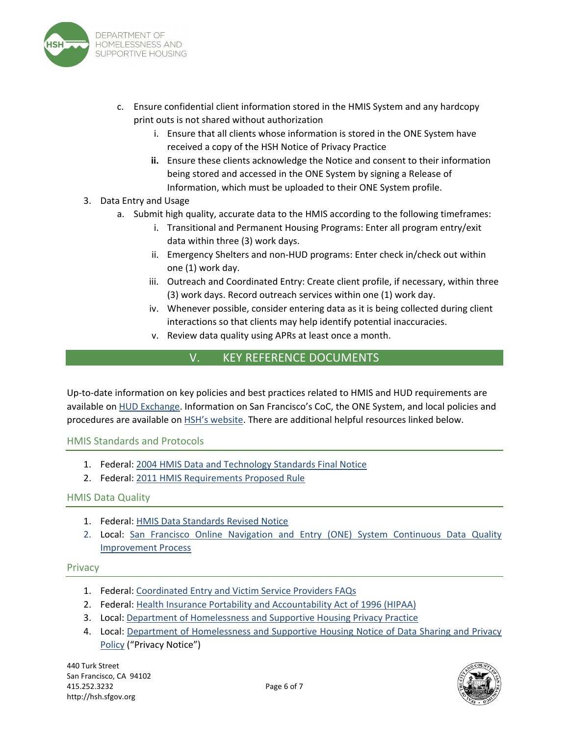c. Ensure confidential client information stored in the HMIS System and any hardcopy print outs is not shared without authorization
      i. Ensure that all clients whose information is stored in the ONE System have received a copy of the HSH Notice of Privacy Practice
      **ii.** Ensure these clients acknowledge the Notice and consent to their information being stored and accessed in the ONE System by signing a Release of Information, which must be uploaded to their ONE System profile.

3. Data Entry and Usage
   a. Submit high quality, accurate data to the HMIS according to the following timeframes:
      i. Transitional and Permanent Housing Programs: Enter all program entry/exit data within three (3) work days.
      ii. Emergency Shelters and non-HUD programs: Enter check in/check out within one (1) work day.
      iii. Outreach and Coordinated Entry: Create client profile, if necessary, within three (3) work days. Record outreach services within one (1) work day.
      iv. Whenever possible, consider entering data as it is being collected during client interactions so that clients may help identify potential inaccuracies.
      v. Review data quality using APRs at least once a month.

## V. KEY REFERENCE DOCUMENTS

Up-to-date information on key policies and best practices related to HMIS and HUD requirements are available on HUD Exchange. Information on San Francisco's CoC, the ONE System, and local policies and procedures are available on HSH's website. There are additional helpful resources linked below.

### HMIS Standards and Protocols

1. Federal: 2004 HMIS Data and Technology Standards Final Notice
2. Federal: 2011 HMIS Requirements Proposed Rule

### HMIS Data Quality

1. Federal: HMIS Data Standards Revised Notice
2. Local: San Francisco Online Navigation and Entry (ONE) System Continuous Data Quality Improvement Process

### Privacy

1. Federal: Coordinated Entry and Victim Service Providers FAQs
2. Federal: Health Insurance Portability and Accountability Act of 1996 (HIPAA)
3. Local: Department of Homelessness and Supportive Housing Privacy Practice
4. Local: Department of Homelessness and Supportive Housing Notice of Data Sharing and Privacy Policy ("Privacy Notice")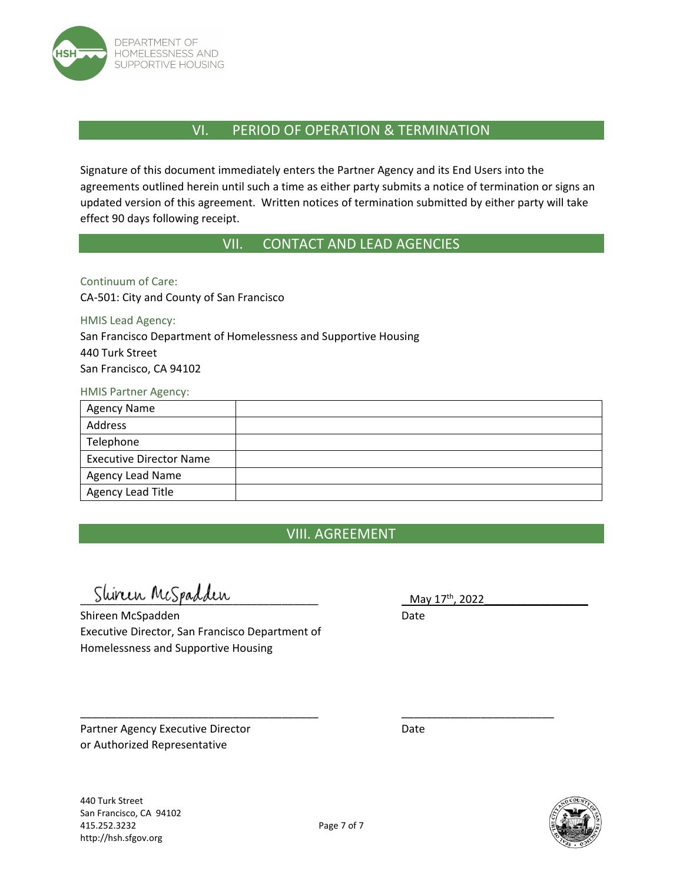## VI. PERIOD OF OPERATION & TERMINATION

Signature of this document immediately enters the Partner Agency and its End Users into the agreements outlined herein until such a time as either party submits a notice of termination or signs an updated version of this agreement. Written notices of termination submitted by either party will take effect 90 days following receipt.

## VII. CONTACT AND LEAD AGENCIES

Continuum of Care:
CA-501: City and County of San Francisco

HMIS Lead Agency:
San Francisco Department of Homelessness and Supportive Housing
440 Turk Street
San Francisco, CA 94102

HMIS Partner Agency:

| | |
|---|---|
| Agency Name | |
| Address | |
| Telephone | |
| Executive Director Name | |
| Agency Lead Name | |
| Agency Lead Title | |

## VIII. AGREEMENT

Shireen McSpadden ______________________ May 17th, 2022__________________

Shireen McSpadden
Executive Director, San Francisco Department of Homelessness and Supportive Housing

Date

_______________________________________ _________________________

Partner Agency Executive Director
or Authorized Representative

Date